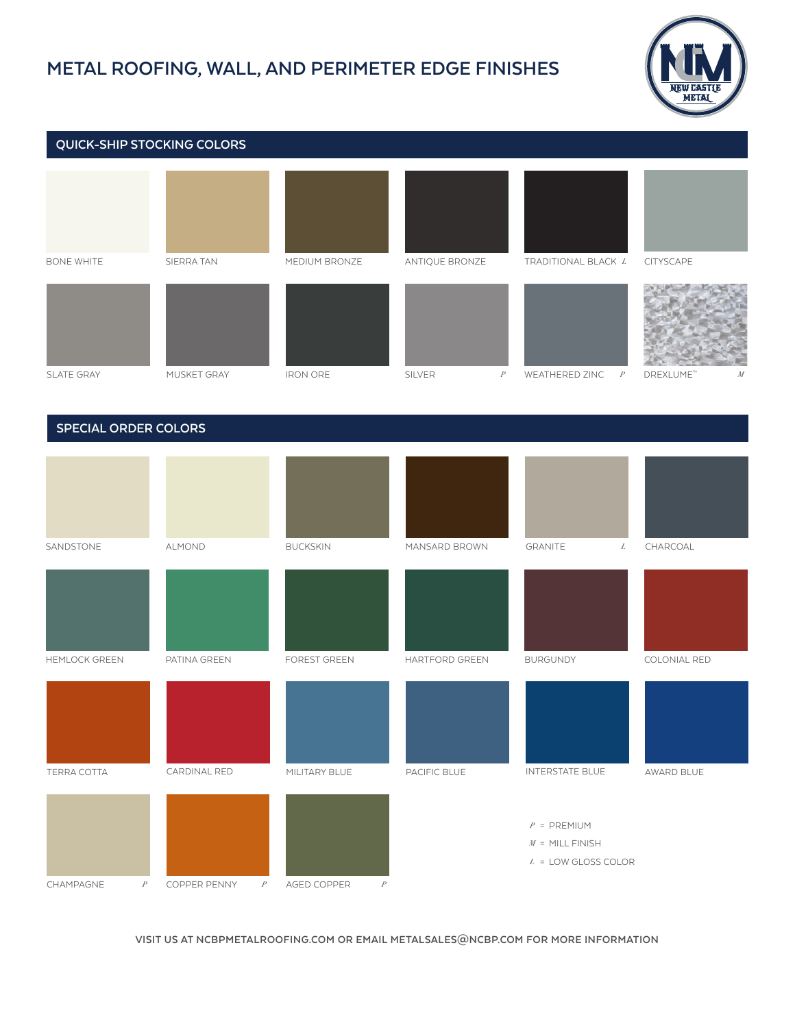# METAL ROOFING, WALL, AND PERIMETER EDGE FINISHES

NEW CASTLE METAL

## QUICK-SHIP STOCKING COLORS

| | | | | | |
|---|---|---|---|---|---|
| BONE WHITE | SIERRA TAN | MEDIUM BRONZE | ANTIQUE BRONZE | TRADITIONAL BLACK *L* | CITYSCAPE |
| SLATE GRAY | MUSKET GRAY | IRON ORE | SILVER *P* | WEATHERED ZINC *P* | DREXLUME™ *M* |

## SPECIAL ORDER COLORS

| | | | | | |
|---|---|---|---|---|---|
| SANDSTONE | ALMOND | BUCKSKIN | MANSARD BROWN | GRANITE *L* | CHARCOAL |
| HEMLOCK GREEN | PATINA GREEN | FOREST GREEN | HARTFORD GREEN | BURGUNDY | COLONIAL RED |
| TERRA COTTA | CARDINAL RED | MILITARY BLUE | PACIFIC BLUE | INTERSTATE BLUE | AWARD BLUE |
| CHAMPAGNE *P* | COPPER PENNY *P* | AGED COPPER *P* | | | |

*P* = PREMIUM

*M* = MILL FINISH

*L* = LOW GLOSS COLOR

VISIT US AT NCBPMETALROOFING.COM OR EMAIL METALSALES@NCBP.COM FOR MORE INFORMATION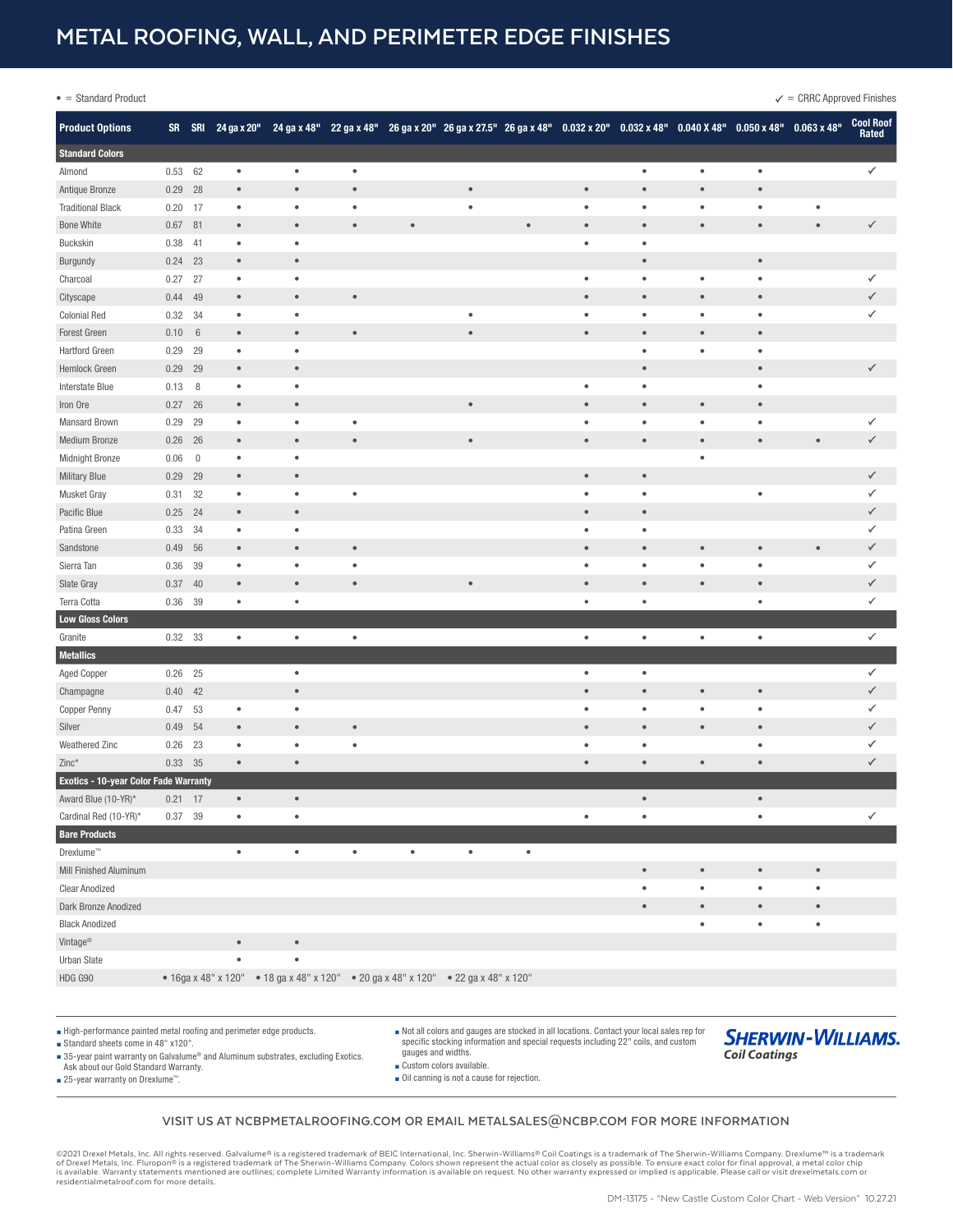# METAL ROOFING, WALL, AND PERIMETER EDGE FINISHES

• = Standard Product ✓ = CRRC Approved Finishes

| Product Options | SR | SRI | 24 ga x 20" | 24 ga x 48" | 22 ga x 48" | 26 ga x 20" | 26 ga x 27.5" | 26 ga x 48" | 0.032 x 20" | 0.032 x 48" | 0.040 X 48" | 0.050 x 48" | 0.063 x 48" | Cool Roof Rated |
|---|---|---|---|---|---|---|---|---|---|---|---|---|---|---|
| **Standard Colors** | | | | | | | | | | | | | | |
| Almond | 0.53 | 62 | • | • | • | | | | | • | • | • | | ✓ |
| Antique Bronze | 0.29 | 28 | • | • | • | | • | | • | • | • | • | | |
| Traditional Black | 0.20 | 17 | • | • | • | | • | | • | • | • | • | • | |
| Bone White | 0.67 | 81 | • | • | • | • | | • | • | • | • | • | • | ✓ |
| Buckskin | 0.38 | 41 | • | • | | | | | • | • | | | | |
| Burgundy | 0.24 | 23 | • | • | | | | | | • | | • | | |
| Charcoal | 0.27 | 27 | • | • | | | | | • | • | • | • | | ✓ |
| Cityscape | 0.44 | 49 | • | • | • | | | | • | • | • | • | | ✓ |
| Colonial Red | 0.32 | 34 | • | • | | | • | | • | • | • | • | | ✓ |
| Forest Green | 0.10 | 6 | • | • | • | | • | | • | • | • | • | | |
| Hartford Green | 0.29 | 29 | • | • | | | | | | • | • | • | | |
| Hemlock Green | 0.29 | 29 | • | • | | | | | | • | | • | | ✓ |
| Interstate Blue | 0.13 | 8 | • | • | | | | | • | • | | • | | |
| Iron Ore | 0.27 | 26 | • | • | | | • | | • | • | • | • | | |
| Mansard Brown | 0.29 | 29 | • | • | • | | | | • | • | • | • | | ✓ |
| Medium Bronze | 0.26 | 26 | • | • | • | | • | | • | • | • | • | • | ✓ |
| Midnight Bronze | 0.06 | 0 | • | • | | | | | | | • | | | |
| Military Blue | 0.29 | 29 | • | • | | | | | • | • | | | | ✓ |
| Musket Gray | 0.31 | 32 | • | • | • | | | | • | • | | • | | ✓ |
| Pacific Blue | 0.25 | 24 | • | • | | | | | • | • | | | | ✓ |
| Patina Green | 0.33 | 34 | • | • | | | | | • | • | | | | ✓ |
| Sandstone | 0.49 | 56 | • | • | • | | | | • | • | • | • | • | ✓ |
| Sierra Tan | 0.36 | 39 | • | • | • | | | | • | • | • | • | | ✓ |
| Slate Gray | 0.37 | 40 | • | • | • | | • | | • | • | • | • | | ✓ |
| Terra Cotta | 0.36 | 39 | • | • | | | | | • | • | | • | | ✓ |
| **Low Gloss Colors** | | | | | | | | | | | | | | |
| Granite | 0.32 | 33 | • | • | • | | | | • | • | • | • | | ✓ |
| **Metallics** | | | | | | | | | | | | | | |
| Aged Copper | 0.26 | 25 | | • | | | | | • | • | | | | ✓ |
| Champagne | 0.40 | 42 | | • | | | | | • | • | • | • | | ✓ |
| Copper Penny | 0.47 | 53 | • | • | | | | | • | • | • | • | | ✓ |
| Silver | 0.49 | 54 | • | • | • | | | | • | • | • | • | | ✓ |
| Weathered Zinc | 0.26 | 23 | • | • | • | | | | • | • | | • | | ✓ |
| Zinc* | 0.33 | 35 | • | • | | | | | • | • | • | • | | ✓ |
| **Exotics - 10-year Color Fade Warranty** | | | | | | | | | | | | | | |
| Award Blue (10-YR)* | 0.21 | 17 | • | • | | | | | | • | | • | | |
| Cardinal Red (10-YR)* | 0.37 | 39 | • | • | | | | | • | • | | • | | ✓ |
| **Bare Products** | | | | | | | | | | | | | | |
| Drexlume™ | | | • | • | • | • | • | • | | | | | | |
| Mill Finished Aluminum | | | | | | | | | | • | • | • | • | |
| Clear Anodized | | | | | | | | | | • | • | • | • | |
| Dark Bronze Anodized | | | | | | | | | | • | • | • | • | |
| Black Anodized | | | | | | | | | | | • | • | • | |
| Vintage® | | | • | • | | | | | | | | | | |
| Urban Slate | | | • | • | | | | | | | | | | |
| HDG G90 | • 16ga x 48" x 120" | | • 18 ga x 48" x 120" | | • 20 ga x 48" x 120" | | • 22 ga x 48" x 120" | | | | | | | |

- High-performance painted metal roofing and perimeter edge products.
- Standard sheets come in 48" x120".
- 35-year paint warranty on Galvalume® and Aluminum substrates, excluding Exotics. Ask about our Gold Standard Warranty.
- 25-year warranty on Drexlume™.
- Not all colors and gauges are stocked in all locations. Contact your local sales rep for specific stocking information and special requests including 22" coils, and custom gauges and widths.
- Custom colors available.
- Oil canning is not a cause for rejection.

**SHERWIN-WILLIAMS.** *Coil Coatings*

VISIT US AT NCBPMETALROOFING.COM OR EMAIL METALSALES@NCBP.COM FOR MORE INFORMATION

©2021 Drexel Metals, Inc. All rights reserved. Galvalume® is a registered trademark of BEIC International, Inc. Sherwin-Williams® Coil Coatings is a trademark of The Sherwin-Williams Company. Drexlume™ is a trademark of Drexel Metals, Inc. Fluropon® is a registered trademark of The Sherwin-Williams Company. Colors shown represent the actual color as closely as possible. To ensure exact color for final approval, a metal color chip is available. Warranty statements mentioned are outlines; complete Limited Warranty information is available on request. No other warranty expressed or implied is applicable. Please call or visit drexelmetals.com or residentialmetalroof.com for more details.

DM-13175 - "New Castle Custom Color Chart - Web Version" 10.27.21